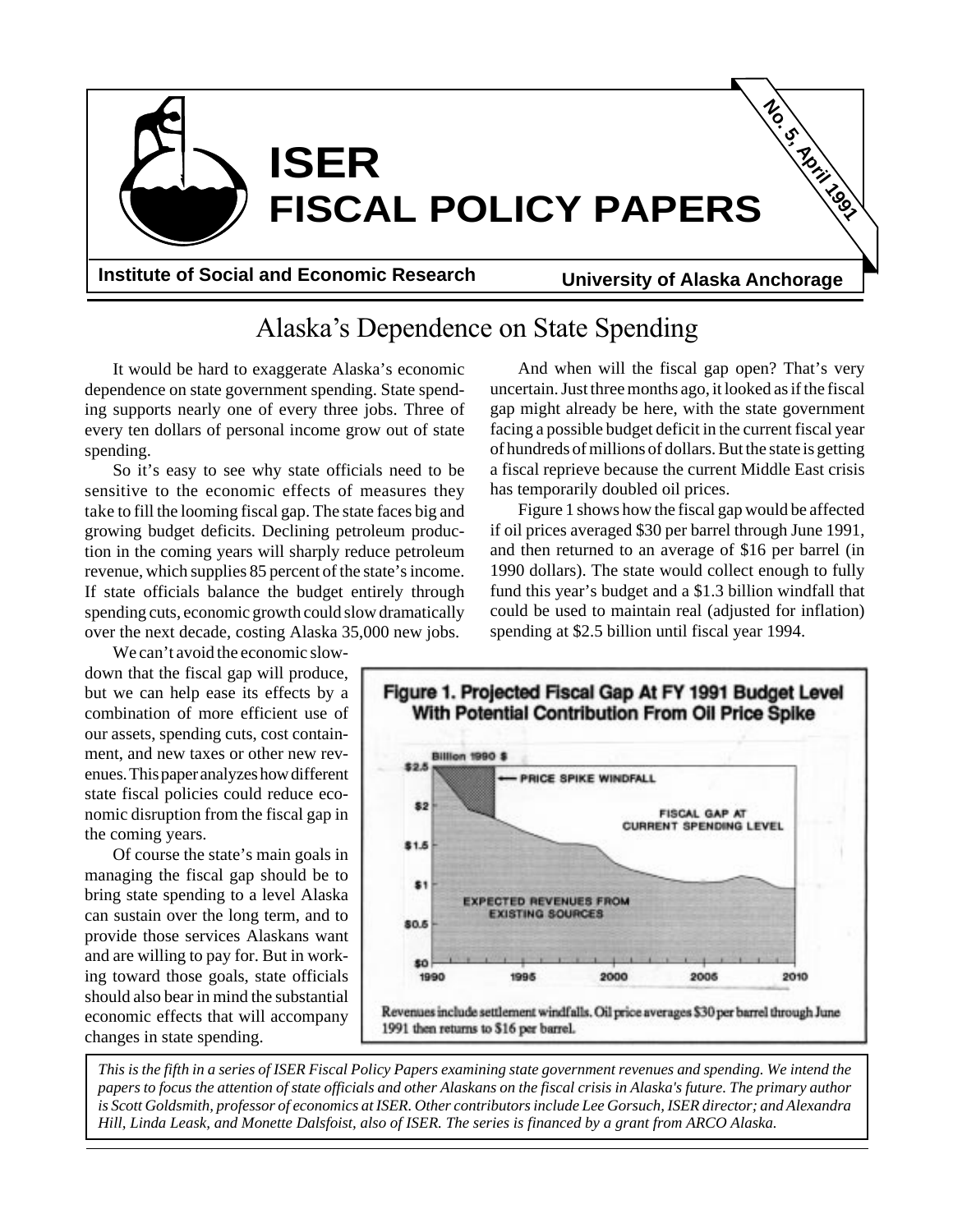# ISER FISCAL POLICY PAPERS

**No. 5, April 1991**

**Institute of Social and Economic Research** | **University of Alaska Anchorage**

## Alaska's Dependence on State Spending

It would be hard to exaggerate Alaska's economic dependence on state government spending. State spending supports nearly one of every three jobs. Three of every ten dollars of personal income grow out of state spending.

So it's easy to see why state officials need to be sensitive to the economic effects of measures they take to fill the looming fiscal gap. The state faces big and growing budget deficits. Declining petroleum production in the coming years will sharply reduce petroleum revenue, which supplies 85 percent of the state's income. If state officials balance the budget entirely through spending cuts, economic growth could slow dramatically over the next decade, costing Alaska 35,000 new jobs.

We can't avoid the economic slowdown that the fiscal gap will produce, but we can help ease its effects by a combination of more efficient use of our assets, spending cuts, cost containment, and new taxes or other new revenues. This paper analyzes how different state fiscal policies could reduce economic disruption from the fiscal gap in the coming years.

Of course the state's main goals in managing the fiscal gap should be to bring state spending to a level Alaska can sustain over the long term, and to provide those services Alaskans want and are willing to pay for. But in working toward those goals, state officials should also bear in mind the substantial economic effects that will accompany changes in state spending.

And when will the fiscal gap open? That's very uncertain. Just three months ago, it looked as if the fiscal gap might already be here, with the state government facing a possible budget deficit in the current fiscal year of hundreds of millions of dollars. But the state is getting a fiscal reprieve because the current Middle East crisis has temporarily doubled oil prices.

Figure 1 shows how the fiscal gap would be affected if oil prices averaged $30 per barrel through June 1991, and then returned to an average of $16 per barrel (in 1990 dollars). The state would collect enough to fully fund this year's budget and a $1.3 billion windfall that could be used to maintain real (adjusted for inflation) spending at $2.5 billion until fiscal year 1994.

**Figure 1. Projected Fiscal Gap At FY 1991 Budget Level With Potential Contribution From Oil Price Spike**

Revenues include settlement windfalls. Oil price averages $30 per barrel through June 1991 then returns to $16 per barrel.

*This is the fifth in a series of ISER Fiscal Policy Papers examining state government revenues and spending. We intend the papers to focus the attention of state officials and other Alaskans on the fiscal crisis in Alaska's future. The primary author is Scott Goldsmith, professor of economics at ISER. Other contributors include Lee Gorsuch, ISER director; and Alexandra Hill, Linda Leask, and Monette Dalsfoist, also of ISER. The series is financed by a grant from ARCO Alaska.*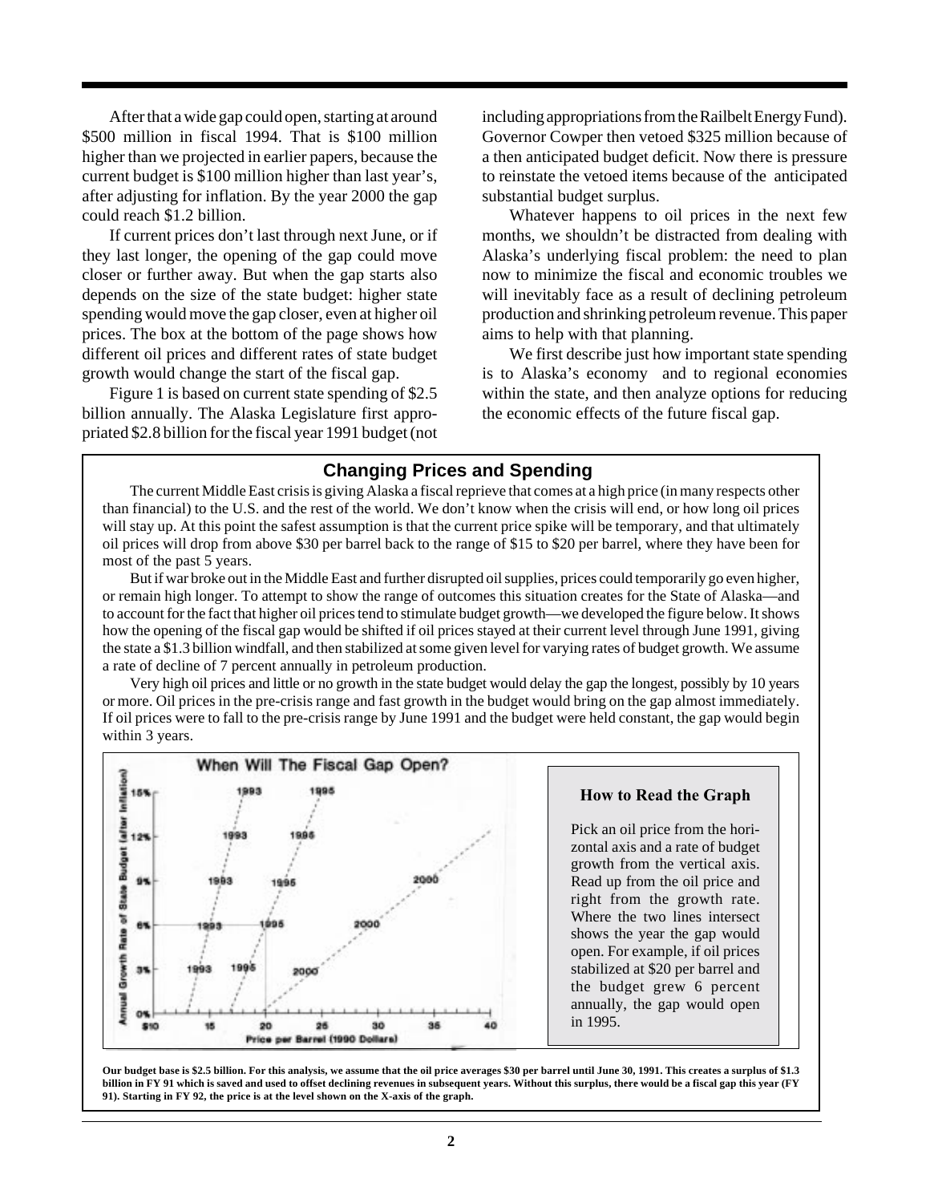After that a wide gap could open, starting at around $500 million in fiscal 1994. That is $100 million higher than we projected in earlier papers, because the current budget is $100 million higher than last year's, after adjusting for inflation. By the year 2000 the gap could reach $1.2 billion.

If current prices don't last through next June, or if they last longer, the opening of the gap could move closer or further away. But when the gap starts also depends on the size of the state budget: higher state spending would move the gap closer, even at higher oil prices. The box at the bottom of the page shows how different oil prices and different rates of state budget growth would change the start of the fiscal gap.

Figure 1 is based on current state spending of $2.5 billion annually. The Alaska Legislature first appropriated $2.8 billion for the fiscal year 1991 budget (not including appropriations from the Railbelt Energy Fund). Governor Cowper then vetoed $325 million because of a then anticipated budget deficit. Now there is pressure to reinstate the vetoed items because of the anticipated substantial budget surplus.

Whatever happens to oil prices in the next few months, we shouldn't be distracted from dealing with Alaska's underlying fiscal problem: the need to plan now to minimize the fiscal and economic troubles we will inevitably face as a result of declining petroleum production and shrinking petroleum revenue. This paper aims to help with that planning.

We first describe just how important state spending is to Alaska's economy and to regional economies within the state, and then analyze options for reducing the economic effects of the future fiscal gap.

## Changing Prices and Spending

The current Middle East crisis is giving Alaska a fiscal reprieve that comes at a high price (in many respects other than financial) to the U.S. and the rest of the world. We don't know when the crisis will end, or how long oil prices will stay up. At this point the safest assumption is that the current price spike will be temporary, and that ultimately oil prices will drop from above $30 per barrel back to the range of $15 to $20 per barrel, where they have been for most of the past 5 years.

But if war broke out in the Middle East and further disrupted oil supplies, prices could temporarily go even higher, or remain high longer. To attempt to show the range of outcomes this situation creates for the State of Alaska—and to account for the fact that higher oil prices tend to stimulate budget growth—we developed the figure below. It shows how the opening of the fiscal gap would be shifted if oil prices stayed at their current level through June 1991, giving the state a $1.3 billion windfall, and then stabilized at some given level for varying rates of budget growth. We assume a rate of decline of 7 percent annually in petroleum production.

Very high oil prices and little or no growth in the state budget would delay the gap the longest, possibly by 10 years or more. Oil prices in the pre-crisis range and fast growth in the budget would bring on the gap almost immediately. If oil prices were to fall to the pre-crisis range by June 1991 and the budget were held constant, the gap would begin within 3 years.

**When Will The Fiscal Gap Open?**

(Graph: Annual Growth Rate of State Budget (after Inflation), 0% to 15%, versus Price per Barrel (1990 Dollars), $10 to 40. Lines labeled 1993, 1995, and 2000.)

### How to Read the Graph

Pick an oil price from the horizontal axis and a rate of budget growth from the vertical axis. Read up from the oil price and right from the growth rate. Where the two lines intersect shows the year the gap would open. For example, if oil prices stabilized at $20 per barrel and the budget grew 6 percent annually, the gap would open in 1995.

**Our budget base is $2.5 billion. For this analysis, we assume that the oil price averages $30 per barrel until June 30, 1991. This creates a surplus of $1.3 billion in FY 91 which is saved and used to offset declining revenues in subsequent years. Without this surplus, there would be a fiscal gap this year (FY 91). Starting in FY 92, the price is at the level shown on the X-axis of the graph.**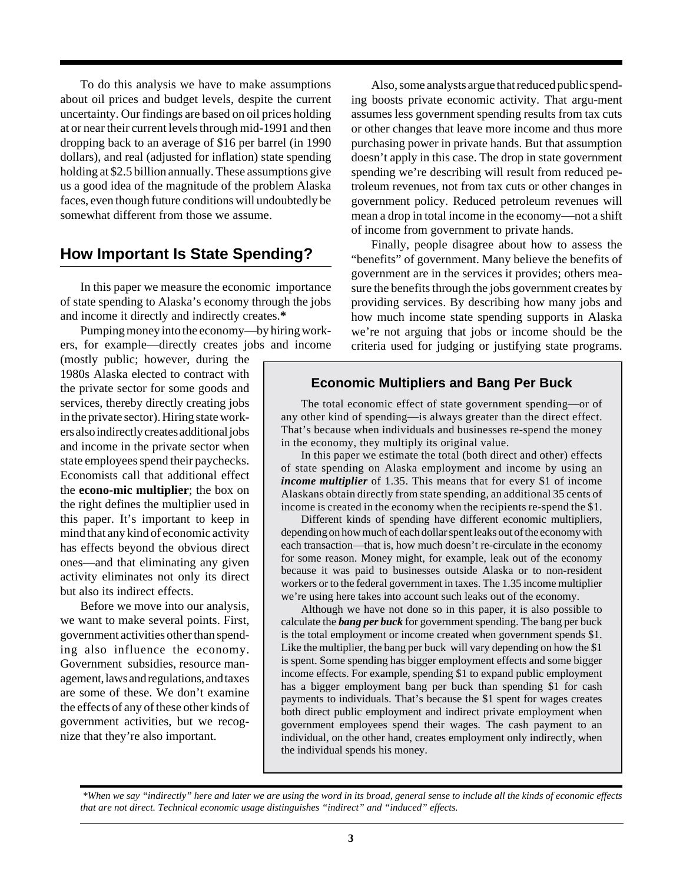To do this analysis we have to make assumptions about oil prices and budget levels, despite the current uncertainty. Our findings are based on oil prices holding at or near their current levels through mid-1991 and then dropping back to an average of $16 per barrel (in 1990 dollars), and real (adjusted for inflation) state spending holding at $2.5 billion annually. These assumptions give us a good idea of the magnitude of the problem Alaska faces, even though future conditions will undoubtedly be somewhat different from those we assume.

## How Important Is State Spending?

In this paper we measure the economic importance of state spending to Alaska's economy through the jobs and income it directly and indirectly creates.*

Pumping money into the economy—by hiring workers, for example—directly creates jobs and income (mostly public; however, during the 1980s Alaska elected to contract with the private sector for some goods and services, thereby directly creating jobs in the private sector). Hiring state workers also indirectly creates additional jobs and income in the private sector when state employees spend their paychecks. Economists call that additional effect the **economic multiplier**; the box on the right defines the multiplier used in this paper. It's important to keep in mind that any kind of economic activity has effects beyond the obvious direct ones—and that eliminating any given activity eliminates not only its direct but also its indirect effects.

Before we move into our analysis, we want to make several points. First, government activities other than spending also influence the economy. Government subsidies, resource management, laws and regulations, and taxes are some of these. We don't examine the effects of any of these other kinds of government activities, but we recognize that they're also important.

Also, some analysts argue that reduced public spending boosts private economic activity. That argument assumes less government spending results from tax cuts or other changes that leave more income and thus more purchasing power in private hands. But that assumption doesn't apply in this case. The drop in state government spending we're describing will result from reduced petroleum revenues, not from tax cuts or other changes in government policy. Reduced petroleum revenues will mean a drop in total income in the economy—not a shift of income from government to private hands.

Finally, people disagree about how to assess the "benefits" of government. Many believe the benefits of government are in the services it provides; others measure the benefits through the jobs government creates by providing services. By describing how many jobs and how much income state spending supports in Alaska we're not arguing that jobs or income should be the criteria used for judging or justifying state programs.

### Economic Multipliers and Bang Per Buck

The total economic effect of state government spending—or of any other kind of spending—is always greater than the direct effect. That's because when individuals and businesses re-spend the money in the economy, they multiply its original value.

In this paper we estimate the total (both direct and other) effects of state spending on Alaska employment and income by using an ***income multiplier*** of 1.35. This means that for every $1 of income Alaskans obtain directly from state spending, an additional 35 cents of income is created in the economy when the recipients re-spend the $1.

Different kinds of spending have different economic multipliers, depending on how much of each dollar spent leaks out of the economy with each transaction—that is, how much doesn't re-circulate in the economy for some reason. Money might, for example, leak out of the economy because it was paid to businesses outside Alaska or to non-resident workers or to the federal government in taxes. The 1.35 income multiplier we're using here takes into account such leaks out of the economy.

Although we have not done so in this paper, it is also possible to calculate the ***bang per buck*** for government spending. The bang per buck is the total employment or income created when government spends $1. Like the multiplier, the bang per buck will vary depending on how the $1 is spent. Some spending has bigger employment effects and some bigger income effects. For example, spending $1 to expand public employment has a bigger employment bang per buck than spending $1 for cash payments to individuals. That's because the $1 spent for wages creates both direct public employment and indirect private employment when government employees spend their wages. The cash payment to an individual, on the other hand, creates employment only indirectly, when the individual spends his money.

*\*When we say "indirectly" here and later we are using the word in its broad, general sense to include all the kinds of economic effects that are not direct. Technical economic usage distinguishes "indirect" and "induced" effects.*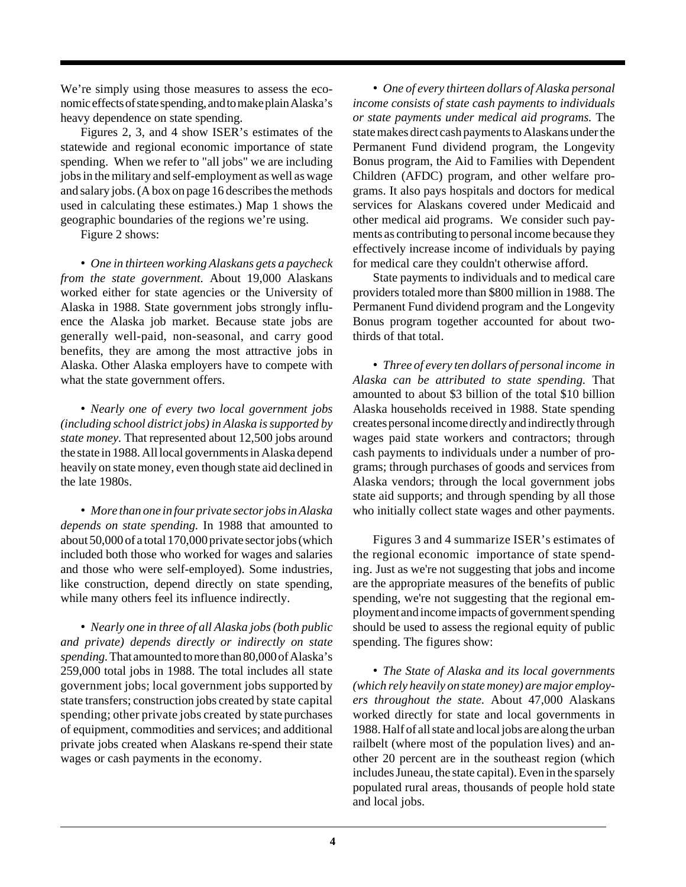We're simply using those measures to assess the economic effects of state spending, and to make plain Alaska's heavy dependence on state spending.

Figures 2, 3, and 4 show ISER's estimates of the statewide and regional economic importance of state spending. When we refer to "all jobs" we are including jobs in the military and self-employment as well as wage and salary jobs. (A box on page 16 describes the methods used in calculating these estimates.) Map 1 shows the geographic boundaries of the regions we're using.

Figure 2 shows:

- *One in thirteen working Alaskans gets a paycheck from the state government.* About 19,000 Alaskans worked either for state agencies or the University of Alaska in 1988. State government jobs strongly influence the Alaska job market. Because state jobs are generally well-paid, non-seasonal, and carry good benefits, they are among the most attractive jobs in Alaska. Other Alaska employers have to compete with what the state government offers.

- *Nearly one of every two local government jobs (including school district jobs) in Alaska is supported by state money.* That represented about 12,500 jobs around the state in 1988. All local governments in Alaska depend heavily on state money, even though state aid declined in the late 1980s.

- *More than one in four private sector jobs in Alaska depends on state spending.* In 1988 that amounted to about 50,000 of a total 170,000 private sector jobs (which included both those who worked for wages and salaries and those who were self-employed). Some industries, like construction, depend directly on state spending, while many others feel its influence indirectly.

- *Nearly one in three of all Alaska jobs (both public and private) depends directly or indirectly on state spending.* That amounted to more than 80,000 of Alaska's 259,000 total jobs in 1988. The total includes all state government jobs; local government jobs supported by state transfers; construction jobs created by state capital spending; other private jobs created by state purchases of equipment, commodities and services; and additional private jobs created when Alaskans re-spend their state wages or cash payments in the economy.

- *One of every thirteen dollars of Alaska personal income consists of state cash payments to individuals or state payments under medical aid programs.* The state makes direct cash payments to Alaskans under the Permanent Fund dividend program, the Longevity Bonus program, the Aid to Families with Dependent Children (AFDC) program, and other welfare programs. It also pays hospitals and doctors for medical services for Alaskans covered under Medicaid and other medical aid programs. We consider such payments as contributing to personal income because they effectively increase income of individuals by paying for medical care they couldn't otherwise afford.

State payments to individuals and to medical care providers totaled more than $800 million in 1988. The Permanent Fund dividend program and the Longevity Bonus program together accounted for about two-thirds of that total.

- *Three of every ten dollars of personal income in Alaska can be attributed to state spending.* That amounted to about $3 billion of the total $10 billion Alaska households received in 1988. State spending creates personal income directly and indirectly through wages paid state workers and contractors; through cash payments to individuals under a number of programs; through purchases of goods and services from Alaska vendors; through the local government jobs state aid supports; and through spending by all those who initially collect state wages and other payments.

Figures 3 and 4 summarize ISER's estimates of the regional economic importance of state spending. Just as we're not suggesting that jobs and income are the appropriate measures of the benefits of public spending, we're not suggesting that the regional employment and income impacts of government spending should be used to assess the regional equity of public spending. The figures show:

- *The State of Alaska and its local governments (which rely heavily on state money) are major employers throughout the state.* About 47,000 Alaskans worked directly for state and local governments in 1988. Half of all state and local jobs are along the urban railbelt (where most of the population lives) and another 20 percent are in the southeast region (which includes Juneau, the state capital). Even in the sparsely populated rural areas, thousands of people hold state and local jobs.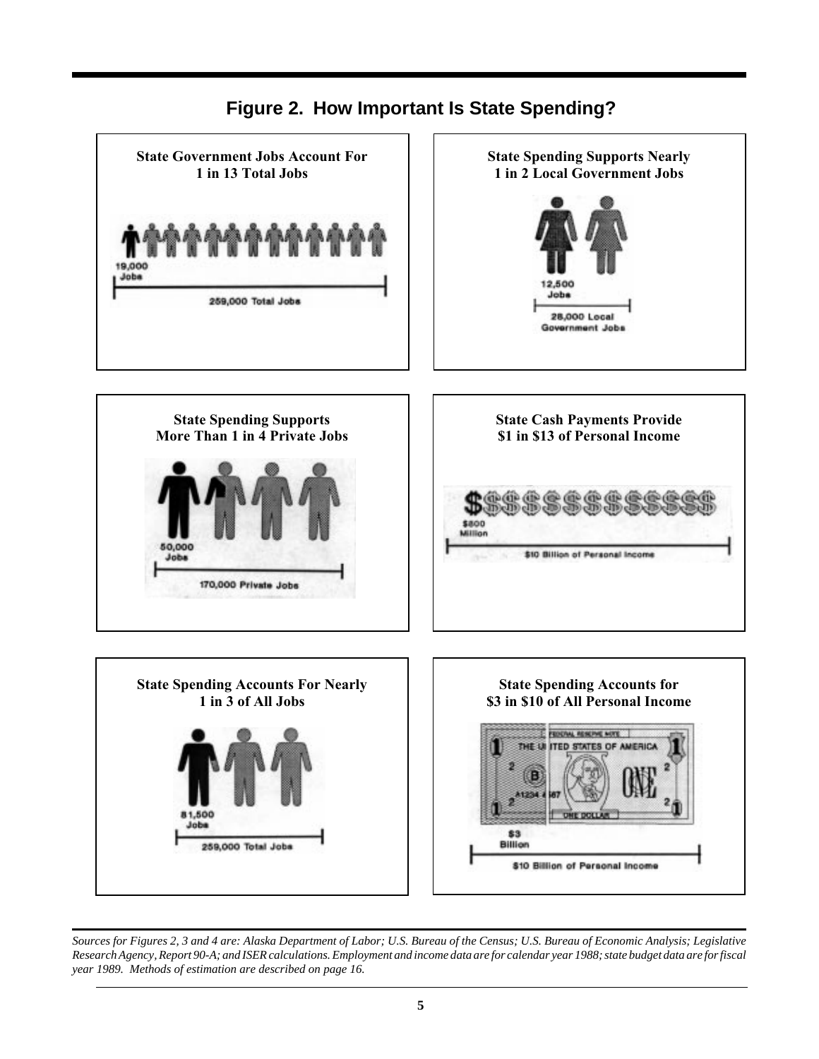## Figure 2. How Important Is State Spending?

**State Government Jobs Account For 1 in 13 Total Jobs**

19,000 Jobs

259,000 Total Jobs

**State Spending Supports Nearly 1 in 2 Local Government Jobs**

12,500 Jobs

28,000 Local Government Jobs

**State Spending Supports More Than 1 in 4 Private Jobs**

50,000 Jobs

170,000 Private Jobs

**State Cash Payments Provide $1 in $13 of Personal Income**

$800 Million

$10 Billion of Personal Income

**State Spending Accounts For Nearly 1 in 3 of All Jobs**

81,500 Jobs

259,000 Total Jobs

**State Spending Accounts for $3 in $10 of All Personal Income**

$3 Billion

$10 Billion of Personal Income

---

*Sources for Figures 2, 3 and 4 are: Alaska Department of Labor; U.S. Bureau of the Census; U.S. Bureau of Economic Analysis; Legislative Research Agency, Report 90-A; and ISER calculations. Employment and income data are for calendar year 1988; state budget data are for fiscal year 1989. Methods of estimation are described on page 16.*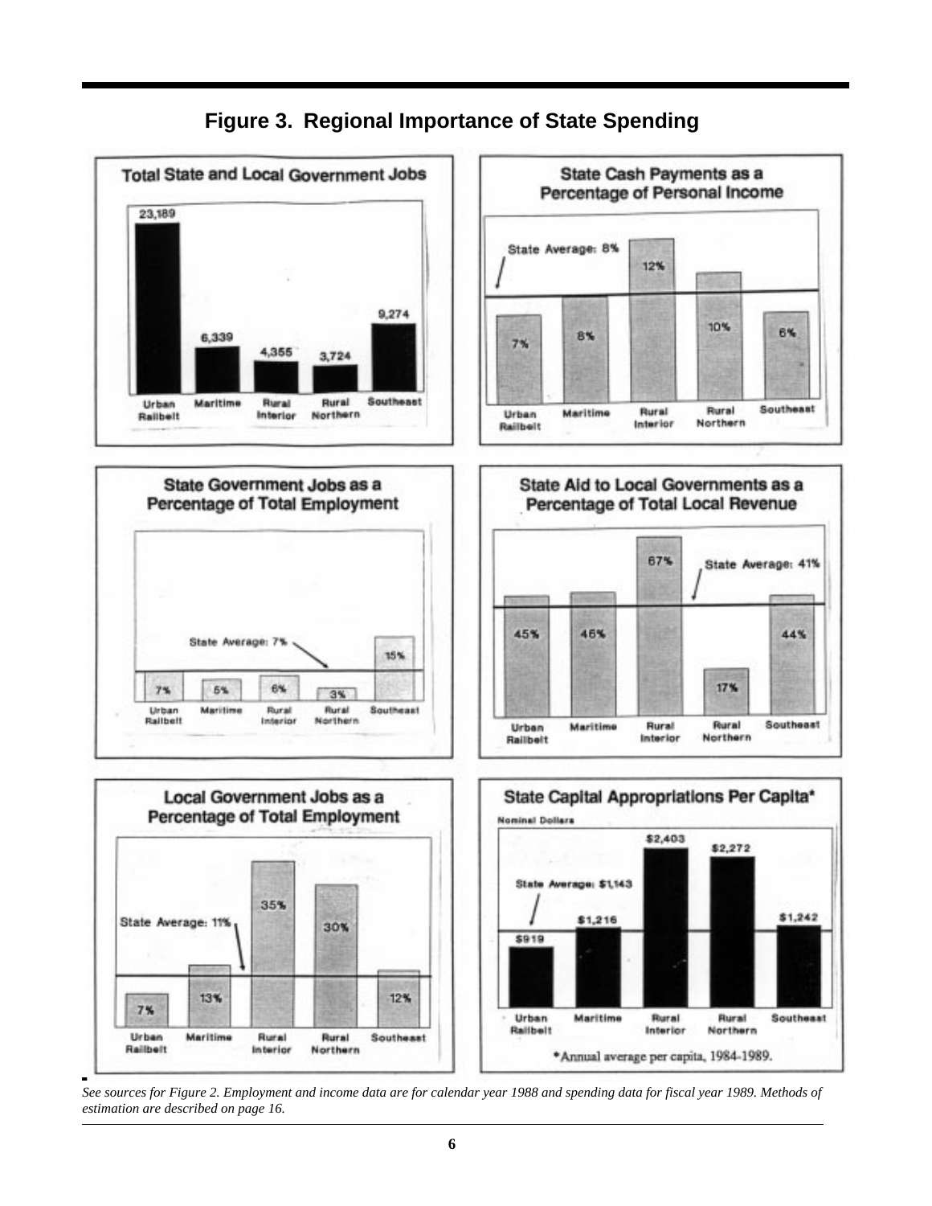# Figure 3. Regional Importance of State Spending

**Total State and Local Government Jobs**

| Urban Railbelt | Maritime | Rural Interior | Rural Northern | Southeast |
|---|---|---|---|---|
| 23,189 | 6,339 | 4,355 | 3,724 | 9,274 |

**State Cash Payments as a Percentage of Personal Income**

State Average: 8%

| Urban Railbelt | Maritime | Rural Interior | Rural Northern | Southeast |
|---|---|---|---|---|
| 7% | 8% | 12% | 10% | 6% |

**State Government Jobs as a Percentage of Total Employment**

State Average: 7%

| Urban Railbelt | Maritime | Rural Interior | Rural Northern | Southeast |
|---|---|---|---|---|
| 7% | 5% | 6% | 3% | 15% |

**State Aid to Local Governments as a Percentage of Total Local Revenue**

State Average: 41%

| Urban Railbelt | Maritime | Rural Interior | Rural Northern | Southeast |
|---|---|---|---|---|
| 45% | 46% | 67% | 17% | 44% |

**Local Government Jobs as a Percentage of Total Employment**

State Average: 11%

| Urban Railbelt | Maritime | Rural Interior | Rural Northern | Southeast |
|---|---|---|---|---|
| 7% | 13% | 35% | 30% | 12% |

**State Capital Appropriations Per Capita***

Nominal Dollars

State Average: $1,143

| Urban Railbelt | Maritime | Rural Interior | Rural Northern | Southeast |
|---|---|---|---|---|
| $919 | $1,216 | $2,403 | $2,272 | $1,242 |

*Annual average per capita, 1984-1989.

*See sources for Figure 2. Employment and income data are for calendar year 1988 and spending data for fiscal year 1989. Methods of estimation are described on page 16.*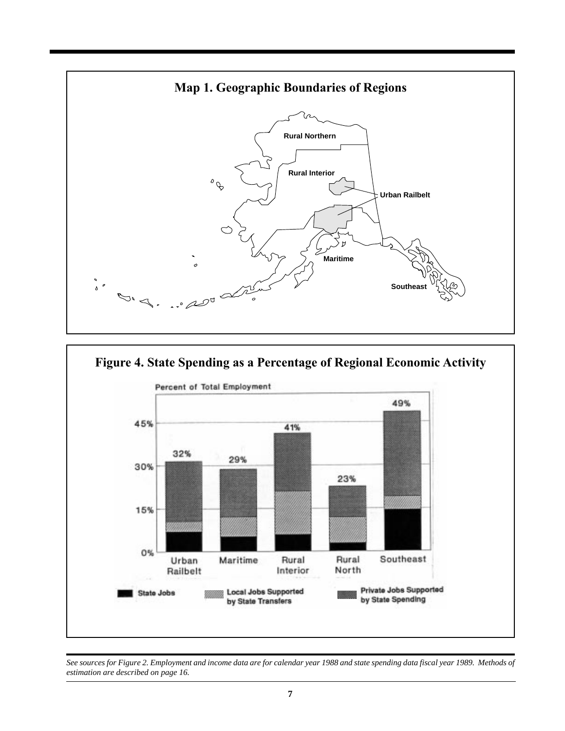## Map 1. Geographic Boundaries of Regions

Rural Northern

Rural Interior

Urban Railbelt

Maritime

Southeast

## Figure 4. State Spending as a Percentage of Regional Economic Activity

Percent of Total Employment

| Region | Total |
|---|---|
| Urban Railbelt | 32% |
| Maritime | 29% |
| Rural Interior | 41% |
| Rural North | 23% |
| Southeast | 49% |

Legend: State Jobs; Local Jobs Supported by State Transfers; Private Jobs Supported by State Spending

*See sources for Figure 2. Employment and income data are for calendar year 1988 and state spending data fiscal year 1989. Methods of estimation are described on page 16.*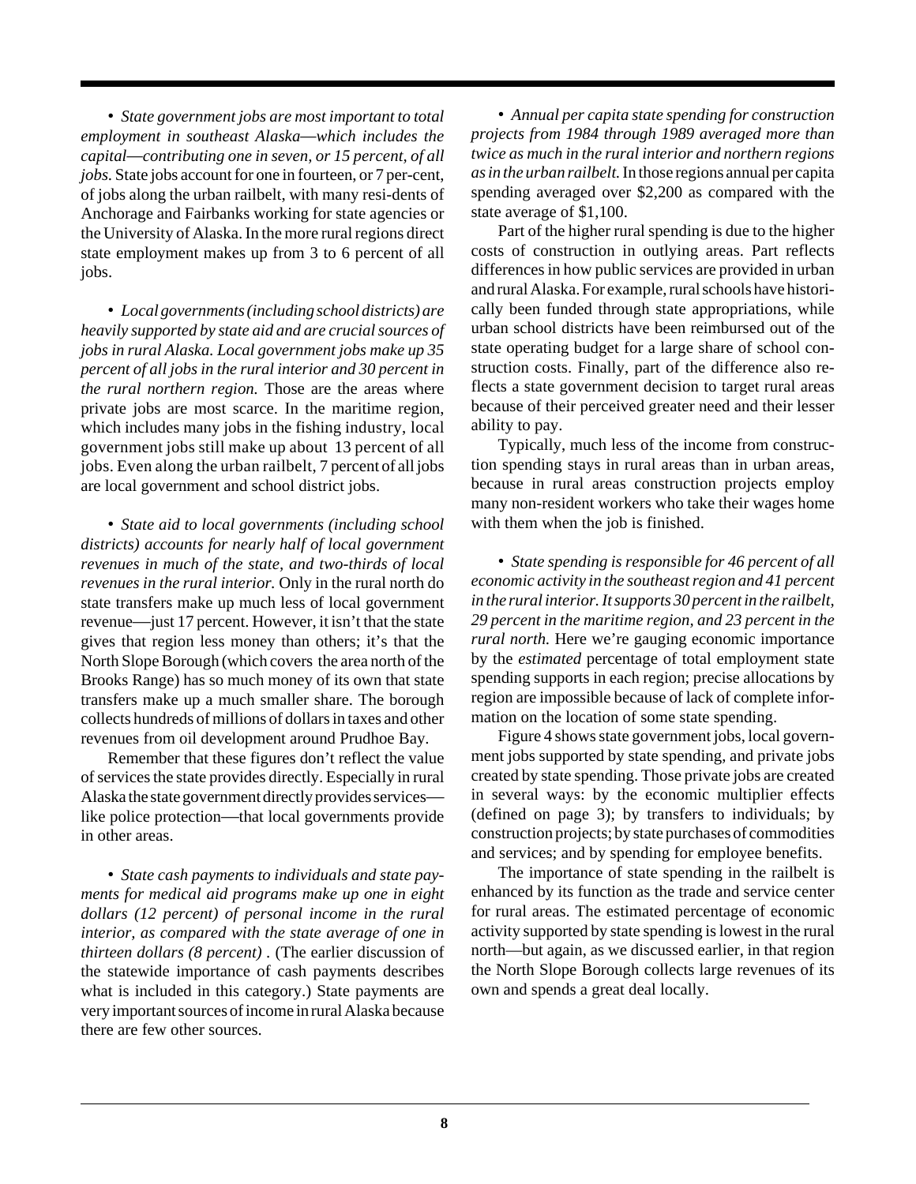• *State government jobs are most important to total employment in southeast Alaska—which includes the capital—contributing one in seven, or 15 percent, of all jobs.* State jobs account for one in fourteen, or 7 per-cent, of jobs along the urban railbelt, with many resi-dents of Anchorage and Fairbanks working for state agencies or the University of Alaska. In the more rural regions direct state employment makes up from 3 to 6 percent of all jobs.

• *Local governments (including school districts) are heavily supported by state aid and are crucial sources of jobs in rural Alaska. Local government jobs make up 35 percent of all jobs in the rural interior and 30 percent in the rural northern region.* Those are the areas where private jobs are most scarce. In the maritime region, which includes many jobs in the fishing industry, local government jobs still make up about 13 percent of all jobs. Even along the urban railbelt, 7 percent of all jobs are local government and school district jobs.

• *State aid to local governments (including school districts) accounts for nearly half of local government revenues in much of the state, and two-thirds of local revenues in the rural interior.* Only in the rural north do state transfers make up much less of local government revenue—just 17 percent. However, it isn't that the state gives that region less money than others; it's that the North Slope Borough (which covers the area north of the Brooks Range) has so much money of its own that state transfers make up a much smaller share. The borough collects hundreds of millions of dollars in taxes and other revenues from oil development around Prudhoe Bay.

Remember that these figures don't reflect the value of services the state provides directly. Especially in rural Alaska the state government directly provides services—like police protection—that local governments provide in other areas.

• *State cash payments to individuals and state payments for medical aid programs make up one in eight dollars (12 percent) of personal income in the rural interior, as compared with the state average of one in thirteen dollars (8 percent)* . (The earlier discussion of the statewide importance of cash payments describes what is included in this category.) State payments are very important sources of income in rural Alaska because there are few other sources.

• *Annual per capita state spending for construction projects from 1984 through 1989 averaged more than twice as much in the rural interior and northern regions as in the urban railbelt.* In those regions annual per capita spending averaged over $2,200 as compared with the state average of $1,100.

Part of the higher rural spending is due to the higher costs of construction in outlying areas. Part reflects differences in how public services are provided in urban and rural Alaska. For example, rural schools have historically been funded through state appropriations, while urban school districts have been reimbursed out of the state operating budget for a large share of school construction costs. Finally, part of the difference also reflects a state government decision to target rural areas because of their perceived greater need and their lesser ability to pay.

Typically, much less of the income from construction spending stays in rural areas than in urban areas, because in rural areas construction projects employ many non-resident workers who take their wages home with them when the job is finished.

• *State spending is responsible for 46 percent of all economic activity in the southeast region and 41 percent in the rural interior. It supports 30 percent in the railbelt, 29 percent in the maritime region, and 23 percent in the rural north.* Here we're gauging economic importance by the *estimated* percentage of total employment state spending supports in each region; precise allocations by region are impossible because of lack of complete information on the location of some state spending.

Figure 4 shows state government jobs, local government jobs supported by state spending, and private jobs created by state spending. Those private jobs are created in several ways: by the economic multiplier effects (defined on page 3); by transfers to individuals; by construction projects; by state purchases of commodities and services; and by spending for employee benefits.

The importance of state spending in the railbelt is enhanced by its function as the trade and service center for rural areas. The estimated percentage of economic activity supported by state spending is lowest in the rural north—but again, as we discussed earlier, in that region the North Slope Borough collects large revenues of its own and spends a great deal locally.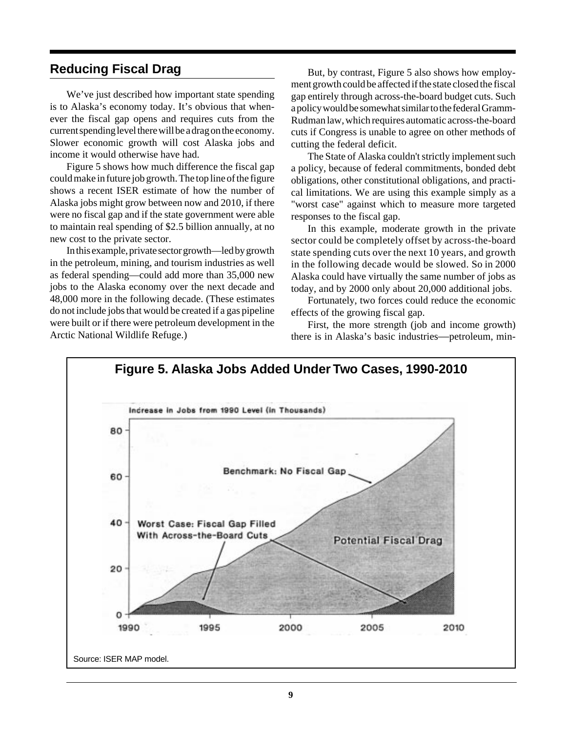## Reducing Fiscal Drag

We've just described how important state spending is to Alaska's economy today. It's obvious that whenever the fiscal gap opens and requires cuts from the current spending level there will be a drag on the economy. Slower economic growth will cost Alaska jobs and income it would otherwise have had.

Figure 5 shows how much difference the fiscal gap could make in future job growth. The top line of the figure shows a recent ISER estimate of how the number of Alaska jobs might grow between now and 2010, if there were no fiscal gap and if the state government were able to maintain real spending of $2.5 billion annually, at no new cost to the private sector.

In this example, private sector growth—led by growth in the petroleum, mining, and tourism industries as well as federal spending—could add more than 35,000 new jobs to the Alaska economy over the next decade and 48,000 more in the following decade. (These estimates do not include jobs that would be created if a gas pipeline were built or if there were petroleum development in the Arctic National Wildlife Refuge.)

But, by contrast, Figure 5 also shows how employment growth could be affected if the state closed the fiscal gap entirely through across-the-board budget cuts. Such a policy would be somewhat similar to the federal Gramm-Rudman law, which requires automatic across-the-board cuts if Congress is unable to agree on other methods of cutting the federal deficit.

The State of Alaska couldn't strictly implement such a policy, because of federal commitments, bonded debt obligations, other constitutional obligations, and practical limitations. We are using this example simply as a "worst case" against which to measure more targeted responses to the fiscal gap.

In this example, moderate growth in the private sector could be completely offset by across-the-board state spending cuts over the next 10 years, and growth in the following decade would be slowed. So in 2000 Alaska could have virtually the same number of jobs as today, and by 2000 only about 20,000 additional jobs.

Fortunately, two forces could reduce the economic effects of the growing fiscal gap.

First, the more strength (job and income growth) there is in Alaska's basic industries—petroleum, min-

**Figure 5. Alaska Jobs Added Under Two Cases, 1990-2010**

Source: ISER MAP model.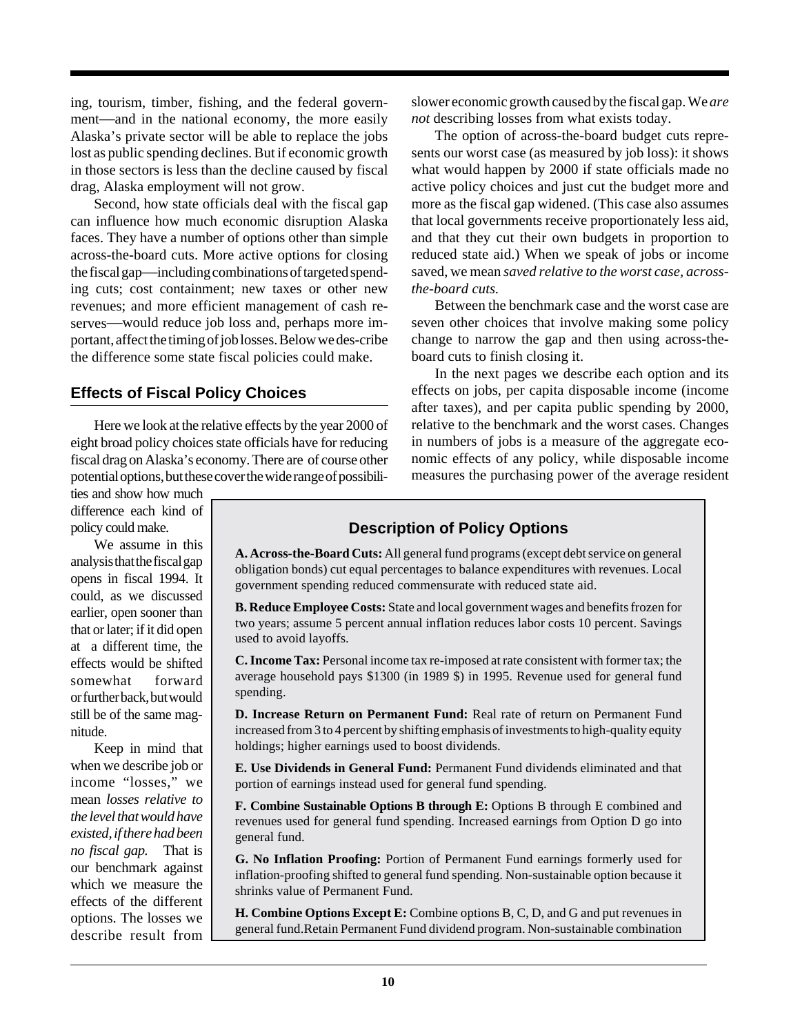ing, tourism, timber, fishing, and the federal government—and in the national economy, the more easily Alaska's private sector will be able to replace the jobs lost as public spending declines. But if economic growth in those sectors is less than the decline caused by fiscal drag, Alaska employment will not grow.

Second, how state officials deal with the fiscal gap can influence how much economic disruption Alaska faces. They have a number of options other than simple across-the-board cuts. More active options for closing the fiscal gap—including combinations of targeted spending cuts; cost containment; new taxes or other new revenues; and more efficient management of cash reserves—would reduce job loss and, perhaps more important, affect the timing of job losses. Below we describe the difference some state fiscal policies could make.

## Effects of Fiscal Policy Choices

Here we look at the relative effects by the year 2000 of eight broad policy choices state officials have for reducing fiscal drag on Alaska's economy. There are of course other potential options, but these cover the wide range of possibilities and show how much difference each kind of policy could make.

We assume in this analysis that the fiscal gap opens in fiscal 1994. It could, as we discussed earlier, open sooner than that or later; if it did open at a different time, the effects would be shifted somewhat forward or further back, but would still be of the same magnitude.

Keep in mind that when we describe job or income "losses," we mean *losses relative to the level that would have existed, if there had been no fiscal gap.* That is our benchmark against which we measure the effects of the different options. The losses we describe result from slower economic growth caused by the fiscal gap. We *are not* describing losses from what exists today.

The option of across-the-board budget cuts represents our worst case (as measured by job loss): it shows what would happen by 2000 if state officials made no active policy choices and just cut the budget more and more as the fiscal gap widened. (This case also assumes that local governments receive proportionately less aid, and that they cut their own budgets in proportion to reduced state aid.) When we speak of jobs or income saved, we mean *saved relative to the worst case, across-the-board cuts.*

Between the benchmark case and the worst case are seven other choices that involve making some policy change to narrow the gap and then using across-the-board cuts to finish closing it.

In the next pages we describe each option and its effects on jobs, per capita disposable income (income after taxes), and per capita public spending by 2000, relative to the benchmark and the worst cases. Changes in numbers of jobs is a measure of the aggregate economic effects of any policy, while disposable income measures the purchasing power of the average resident

### Description of Policy Options

**A. Across-the-Board Cuts:** All general fund programs (except debt service on general obligation bonds) cut equal percentages to balance expenditures with revenues. Local government spending reduced commensurate with reduced state aid.

**B. Reduce Employee Costs:** State and local government wages and benefits frozen for two years; assume 5 percent annual inflation reduces labor costs 10 percent. Savings used to avoid layoffs.

**C. Income Tax:** Personal income tax re-imposed at rate consistent with former tax; the average household pays $1300 (in 1989 $) in 1995. Revenue used for general fund spending.

**D. Increase Return on Permanent Fund:** Real rate of return on Permanent Fund increased from 3 to 4 percent by shifting emphasis of investments to high-quality equity holdings; higher earnings used to boost dividends.

**E. Use Dividends in General Fund:** Permanent Fund dividends eliminated and that portion of earnings instead used for general fund spending.

**F. Combine Sustainable Options B through E:** Options B through E combined and revenues used for general fund spending. Increased earnings from Option D go into general fund.

**G. No Inflation Proofing:** Portion of Permanent Fund earnings formerly used for inflation-proofing shifted to general fund spending. Non-sustainable option because it shrinks value of Permanent Fund.

**H. Combine Options Except E:** Combine options B, C, D, and G and put revenues in general fund. Retain Permanent Fund dividend program. Non-sustainable combination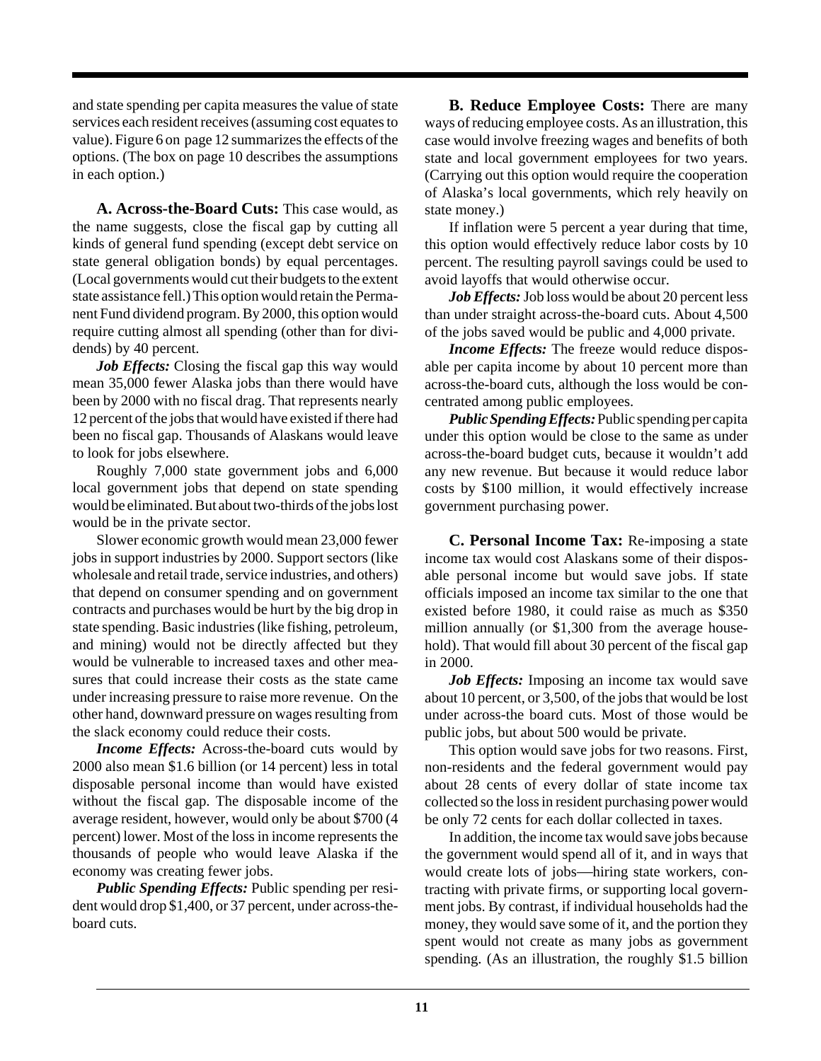and state spending per capita measures the value of state services each resident receives (assuming cost equates to value). Figure 6 on page 12 summarizes the effects of the options. (The box on page 10 describes the assumptions in each option.)

**A. Across-the-Board Cuts:** This case would, as the name suggests, close the fiscal gap by cutting all kinds of general fund spending (except debt service on state general obligation bonds) by equal percentages. (Local governments would cut their budgets to the extent state assistance fell.) This option would retain the Permanent Fund dividend program. By 2000, this option would require cutting almost all spending (other than for dividends) by 40 percent.

***Job Effects:*** Closing the fiscal gap this way would mean 35,000 fewer Alaska jobs than there would have been by 2000 with no fiscal drag. That represents nearly 12 percent of the jobs that would have existed if there had been no fiscal gap. Thousands of Alaskans would leave to look for jobs elsewhere.

Roughly 7,000 state government jobs and 6,000 local government jobs that depend on state spending would be eliminated. But about two-thirds of the jobs lost would be in the private sector.

Slower economic growth would mean 23,000 fewer jobs in support industries by 2000. Support sectors (like wholesale and retail trade, service industries, and others) that depend on consumer spending and on government contracts and purchases would be hurt by the big drop in state spending. Basic industries (like fishing, petroleum, and mining) would not be directly affected but they would be vulnerable to increased taxes and other measures that could increase their costs as the state came under increasing pressure to raise more revenue. On the other hand, downward pressure on wages resulting from the slack economy could reduce their costs.

***Income Effects:*** Across-the-board cuts would by 2000 also mean \$1.6 billion (or 14 percent) less in total disposable personal income than would have existed without the fiscal gap. The disposable income of the average resident, however, would only be about \$700 (4 percent) lower. Most of the loss in income represents the thousands of people who would leave Alaska if the economy was creating fewer jobs.

***Public Spending Effects:*** Public spending per resident would drop \$1,400, or 37 percent, under across-the-board cuts.

**B. Reduce Employee Costs:** There are many ways of reducing employee costs. As an illustration, this case would involve freezing wages and benefits of both state and local government employees for two years. (Carrying out this option would require the cooperation of Alaska's local governments, which rely heavily on state money.)

If inflation were 5 percent a year during that time, this option would effectively reduce labor costs by 10 percent. The resulting payroll savings could be used to avoid layoffs that would otherwise occur.

***Job Effects:*** Job loss would be about 20 percent less than under straight across-the-board cuts. About 4,500 of the jobs saved would be public and 4,000 private.

***Income Effects:*** The freeze would reduce disposable per capita income by about 10 percent more than across-the-board cuts, although the loss would be concentrated among public employees.

***Public Spending Effects:*** Public spending per capita under this option would be close to the same as under across-the-board budget cuts, because it wouldn't add any new revenue. But because it would reduce labor costs by \$100 million, it would effectively increase government purchasing power.

**C. Personal Income Tax:** Re-imposing a state income tax would cost Alaskans some of their disposable personal income but would save jobs. If state officials imposed an income tax similar to the one that existed before 1980, it could raise as much as \$350 million annually (or \$1,300 from the average household). That would fill about 30 percent of the fiscal gap in 2000.

***Job Effects:*** Imposing an income tax would save about 10 percent, or 3,500, of the jobs that would be lost under across-the board cuts. Most of those would be public jobs, but about 500 would be private.

This option would save jobs for two reasons. First, non-residents and the federal government would pay about 28 cents of every dollar of state income tax collected so the loss in resident purchasing power would be only 72 cents for each dollar collected in taxes.

In addition, the income tax would save jobs because the government would spend all of it, and in ways that would create lots of jobs—hiring state workers, contracting with private firms, or supporting local government jobs. By contrast, if individual households had the money, they would save some of it, and the portion they spent would not create as many jobs as government spending. (As an illustration, the roughly \$1.5 billion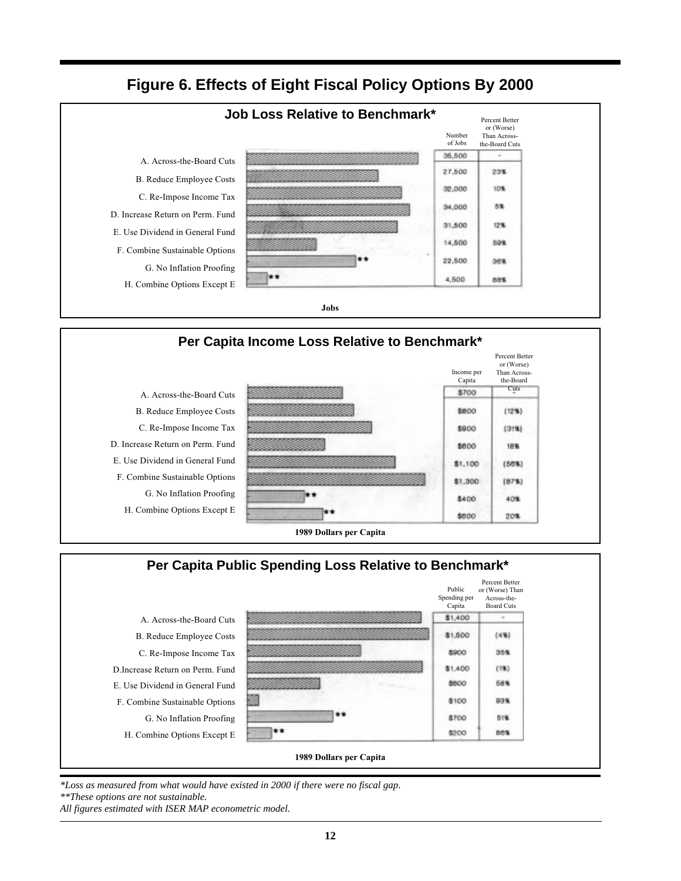## Figure 6. Effects of Eight Fiscal Policy Options By 2000

### Job Loss Relative to Benchmark*

| Option | Number of Jobs | Percent Better or (Worse) Than Across-the-Board Cuts |
|---|---|---|
| A. Across-the-Board Cuts | 36,500 | - |
| B. Reduce Employee Costs | 27,500 | 23% |
| C. Re-Impose Income Tax | 32,000 | 10% |
| D. Increase Return on Perm. Fund | 34,000 | 5% |
| E. Use Dividend in General Fund | 31,500 | 12% |
| F. Combine Sustainable Options | 14,500 | 59% |
| G. No Inflation Proofing** | 22,500 | 36% |
| H. Combine Options Except E** | 4,500 | 88% |

Jobs

### Per Capita Income Loss Relative to Benchmark*

| Option | Income per Capita | Percent Better or (Worse) Than Across-the-Board Cuts |
|---|---|---|
| A. Across-the-Board Cuts | $700 | - |
| B. Reduce Employee Costs | $800 | (12%) |
| C. Re-Impose Income Tax | $900 | (31%) |
| D. Increase Return on Perm. Fund | $600 | 18% |
| E. Use Dividend in General Fund | $1,100 | (56%) |
| F. Combine Sustainable Options | $1,300 | (87%) |
| G. No Inflation Proofing** | $400 | 40% |
| H. Combine Options Except E** | $600 | 20% |

1989 Dollars per Capita

### Per Capita Public Spending Loss Relative to Benchmark*

| Option | Public Spending per Capita | Percent Better or (Worse) Than Across-the-Board Cuts |
|---|---|---|
| A. Across-the-Board Cuts | $1,400 | - |
| B. Reduce Employee Costs | $1,500 | (4%) |
| C. Re-Impose Income Tax | $900 | 35% |
| D. Increase Return on Perm. Fund | $1,400 | (1%) |
| E. Use Dividend in General Fund | $600 | 58% |
| F. Combine Sustainable Options | $100 | 93% |
| G. No Inflation Proofing** | $700 | 51% |
| H. Combine Options Except E** | $200 | 86% |

1989 Dollars per Capita

*\*Loss as measured from what would have existed in 2000 if there were no fiscal gap.*
*\*\*These options are not sustainable.*
*All figures estimated with ISER MAP econometric model.*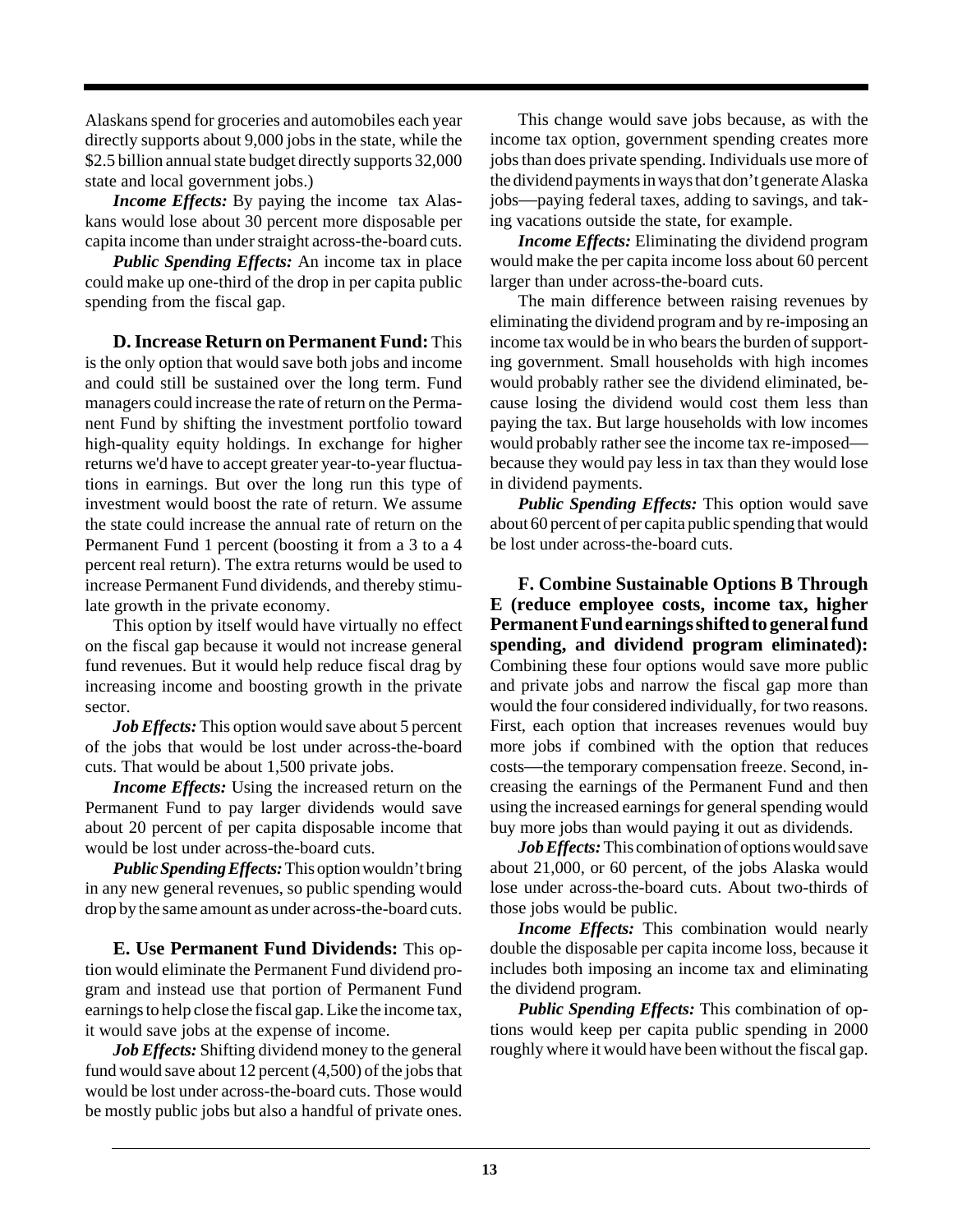Alaskans spend for groceries and automobiles each year directly supports about 9,000 jobs in the state, while the $2.5 billion annual state budget directly supports 32,000 state and local government jobs.)

***Income Effects:*** By paying the income tax Alaskans would lose about 30 percent more disposable per capita income than under straight across-the-board cuts.

***Public Spending Effects:*** An income tax in place could make up one-third of the drop in per capita public spending from the fiscal gap.

**D. Increase Return on Permanent Fund:** This is the only option that would save both jobs and income and could still be sustained over the long term. Fund managers could increase the rate of return on the Permanent Fund by shifting the investment portfolio toward high-quality equity holdings. In exchange for higher returns we'd have to accept greater year-to-year fluctuations in earnings. But over the long run this type of investment would boost the rate of return. We assume the state could increase the annual rate of return on the Permanent Fund 1 percent (boosting it from a 3 to a 4 percent real return). The extra returns would be used to increase Permanent Fund dividends, and thereby stimulate growth in the private economy.

This option by itself would have virtually no effect on the fiscal gap because it would not increase general fund revenues. But it would help reduce fiscal drag by increasing income and boosting growth in the private sector.

***Job Effects:*** This option would save about 5 percent of the jobs that would be lost under across-the-board cuts. That would be about 1,500 private jobs.

***Income Effects:*** Using the increased return on the Permanent Fund to pay larger dividends would save about 20 percent of per capita disposable income that would be lost under across-the-board cuts.

***Public Spending Effects:*** This option wouldn't bring in any new general revenues, so public spending would drop by the same amount as under across-the-board cuts.

**E. Use Permanent Fund Dividends:** This option would eliminate the Permanent Fund dividend program and instead use that portion of Permanent Fund earnings to help close the fiscal gap. Like the income tax, it would save jobs at the expense of income.

***Job Effects:*** Shifting dividend money to the general fund would save about 12 percent (4,500) of the jobs that would be lost under across-the-board cuts. Those would be mostly public jobs but also a handful of private ones.

This change would save jobs because, as with the income tax option, government spending creates more jobs than does private spending. Individuals use more of the dividend payments in ways that don't generate Alaska jobs—paying federal taxes, adding to savings, and taking vacations outside the state, for example.

***Income Effects:*** Eliminating the dividend program would make the per capita income loss about 60 percent larger than under across-the-board cuts.

The main difference between raising revenues by eliminating the dividend program and by re-imposing an income tax would be in who bears the burden of supporting government. Small households with high incomes would probably rather see the dividend eliminated, because losing the dividend would cost them less than paying the tax. But large households with low incomes would probably rather see the income tax re-imposed—because they would pay less in tax than they would lose in dividend payments.

***Public Spending Effects:*** This option would save about 60 percent of per capita public spending that would be lost under across-the-board cuts.

**F. Combine Sustainable Options B Through E (reduce employee costs, income tax, higher Permanent Fund earnings shifted to general fund spending, and dividend program eliminated):** Combining these four options would save more public and private jobs and narrow the fiscal gap more than would the four considered individually, for two reasons. First, each option that increases revenues would buy more jobs if combined with the option that reduces costs—the temporary compensation freeze. Second, increasing the earnings of the Permanent Fund and then using the increased earnings for general spending would buy more jobs than would paying it out as dividends.

***Job Effects:*** This combination of options would save about 21,000, or 60 percent, of the jobs Alaska would lose under across-the-board cuts. About two-thirds of those jobs would be public.

***Income Effects:*** This combination would nearly double the disposable per capita income loss, because it includes both imposing an income tax and eliminating the dividend program.

***Public Spending Effects:*** This combination of options would keep per capita public spending in 2000 roughly where it would have been without the fiscal gap.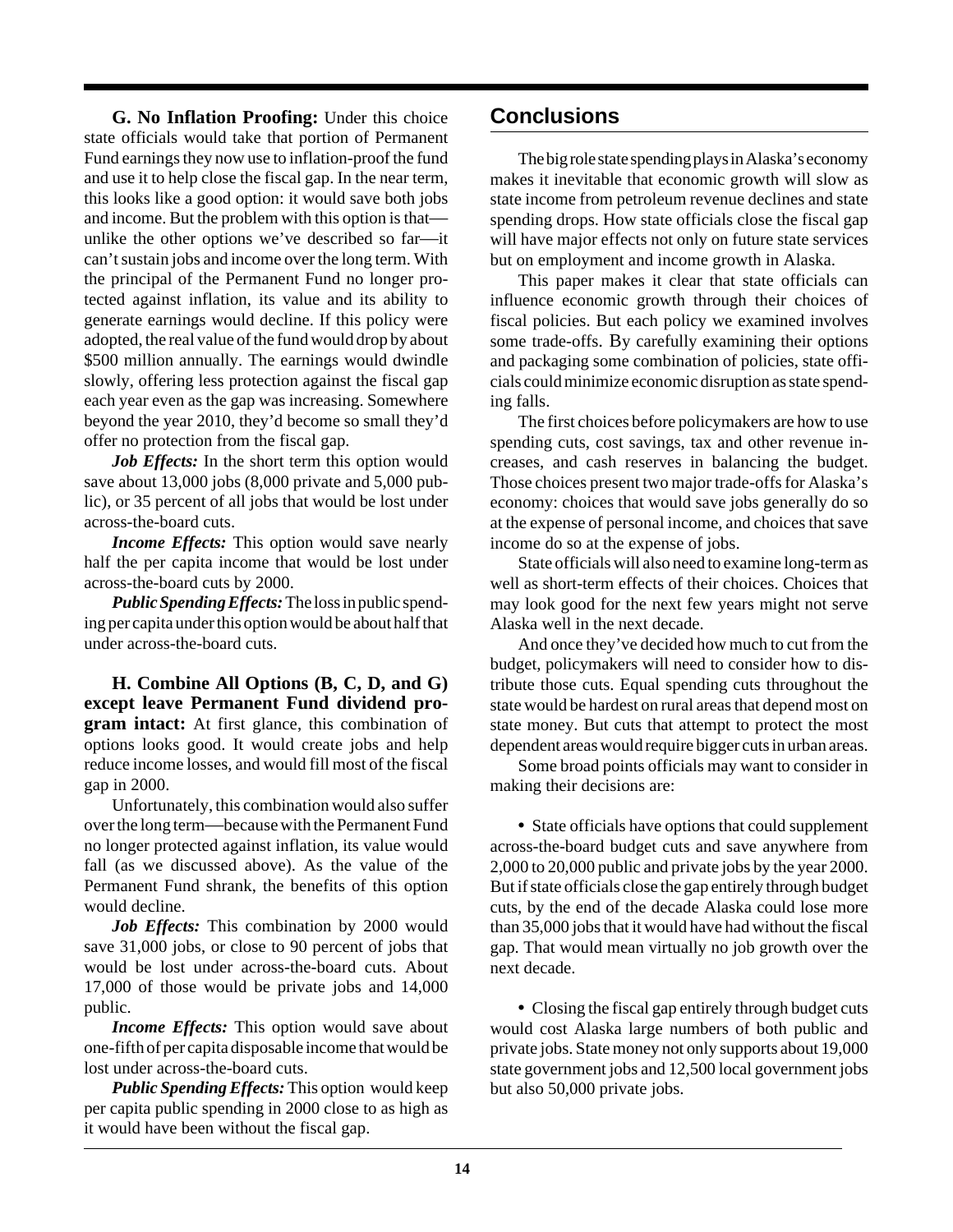**G. No Inflation Proofing:** Under this choice state officials would take that portion of Permanent Fund earnings they now use to inflation-proof the fund and use it to help close the fiscal gap. In the near term, this looks like a good option: it would save both jobs and income. But the problem with this option is that—unlike the other options we've described so far—it can't sustain jobs and income over the long term. With the principal of the Permanent Fund no longer protected against inflation, its value and its ability to generate earnings would decline. If this policy were adopted, the real value of the fund would drop by about \$500 million annually. The earnings would dwindle slowly, offering less protection against the fiscal gap each year even as the gap was increasing. Somewhere beyond the year 2010, they'd become so small they'd offer no protection from the fiscal gap.

***Job Effects:*** In the short term this option would save about 13,000 jobs (8,000 private and 5,000 public), or 35 percent of all jobs that would be lost under across-the-board cuts.

***Income Effects:*** This option would save nearly half the per capita income that would be lost under across-the-board cuts by 2000.

***Public Spending Effects:*** The loss in public spending per capita under this option would be about half that under across-the-board cuts.

**H. Combine All Options (B, C, D, and G) except leave Permanent Fund dividend program intact:** At first glance, this combination of options looks good. It would create jobs and help reduce income losses, and would fill most of the fiscal gap in 2000.

Unfortunately, this combination would also suffer over the long term—because with the Permanent Fund no longer protected against inflation, its value would fall (as we discussed above). As the value of the Permanent Fund shrank, the benefits of this option would decline.

***Job Effects:*** This combination by 2000 would save 31,000 jobs, or close to 90 percent of jobs that would be lost under across-the-board cuts. About 17,000 of those would be private jobs and 14,000 public.

***Income Effects:*** This option would save about one-fifth of per capita disposable income that would be lost under across-the-board cuts.

***Public Spending Effects:*** This option would keep per capita public spending in 2000 close to as high as it would have been without the fiscal gap.

## Conclusions

The big role state spending plays in Alaska's economy makes it inevitable that economic growth will slow as state income from petroleum revenue declines and state spending drops. How state officials close the fiscal gap will have major effects not only on future state services but on employment and income growth in Alaska.

This paper makes it clear that state officials can influence economic growth through their choices of fiscal policies. But each policy we examined involves some trade-offs. By carefully examining their options and packaging some combination of policies, state officials could minimize economic disruption as state spending falls.

The first choices before policymakers are how to use spending cuts, cost savings, tax and other revenue increases, and cash reserves in balancing the budget. Those choices present two major trade-offs for Alaska's economy: choices that would save jobs generally do so at the expense of personal income, and choices that save income do so at the expense of jobs.

State officials will also need to examine long-term as well as short-term effects of their choices. Choices that may look good for the next few years might not serve Alaska well in the next decade.

And once they've decided how much to cut from the budget, policymakers will need to consider how to distribute those cuts. Equal spending cuts throughout the state would be hardest on rural areas that depend most on state money. But cuts that attempt to protect the most dependent areas would require bigger cuts in urban areas.

Some broad points officials may want to consider in making their decisions are:

- State officials have options that could supplement across-the-board budget cuts and save anywhere from 2,000 to 20,000 public and private jobs by the year 2000. But if state officials close the gap entirely through budget cuts, by the end of the decade Alaska could lose more than 35,000 jobs that it would have had without the fiscal gap. That would mean virtually no job growth over the next decade.

- Closing the fiscal gap entirely through budget cuts would cost Alaska large numbers of both public and private jobs. State money not only supports about 19,000 state government jobs and 12,500 local government jobs but also 50,000 private jobs.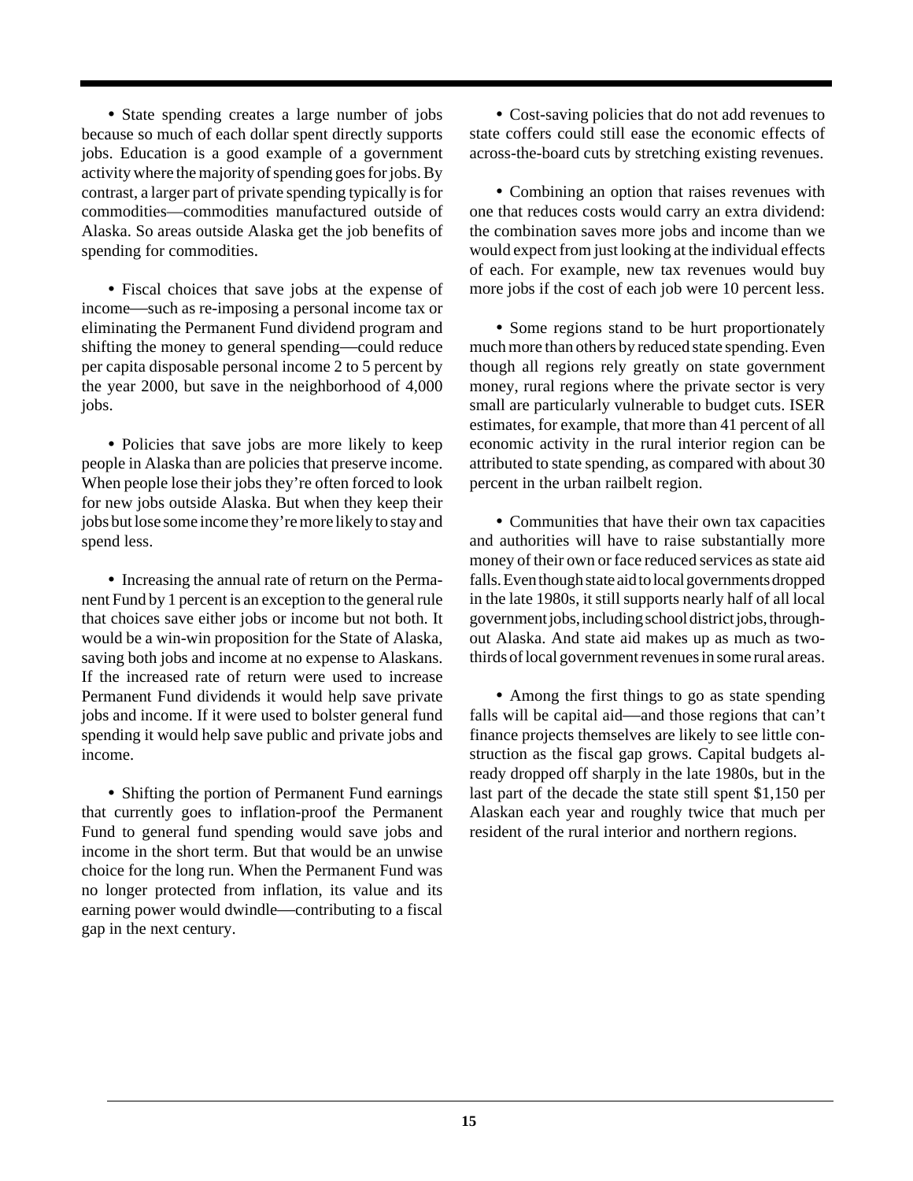- State spending creates a large number of jobs because so much of each dollar spent directly supports jobs. Education is a good example of a government activity where the majority of spending goes for jobs. By contrast, a larger part of private spending typically is for commodities—commodities manufactured outside of Alaska. So areas outside Alaska get the job benefits of spending for commodities.

- Fiscal choices that save jobs at the expense of income—such as re-imposing a personal income tax or eliminating the Permanent Fund dividend program and shifting the money to general spending—could reduce per capita disposable personal income 2 to 5 percent by the year 2000, but save in the neighborhood of 4,000 jobs.

- Policies that save jobs are more likely to keep people in Alaska than are policies that preserve income. When people lose their jobs they're often forced to look for new jobs outside Alaska. But when they keep their jobs but lose some income they're more likely to stay and spend less.

- Increasing the annual rate of return on the Permanent Fund by 1 percent is an exception to the general rule that choices save either jobs or income but not both. It would be a win-win proposition for the State of Alaska, saving both jobs and income at no expense to Alaskans. If the increased rate of return were used to increase Permanent Fund dividends it would help save private jobs and income. If it were used to bolster general fund spending it would help save public and private jobs and income.

- Shifting the portion of Permanent Fund earnings that currently goes to inflation-proof the Permanent Fund to general fund spending would save jobs and income in the short term. But that would be an unwise choice for the long run. When the Permanent Fund was no longer protected from inflation, its value and its earning power would dwindle—contributing to a fiscal gap in the next century.

- Cost-saving policies that do not add revenues to state coffers could still ease the economic effects of across-the-board cuts by stretching existing revenues.

- Combining an option that raises revenues with one that reduces costs would carry an extra dividend: the combination saves more jobs and income than we would expect from just looking at the individual effects of each. For example, new tax revenues would buy more jobs if the cost of each job were 10 percent less.

- Some regions stand to be hurt proportionately much more than others by reduced state spending. Even though all regions rely greatly on state government money, rural regions where the private sector is very small are particularly vulnerable to budget cuts. ISER estimates, for example, that more than 41 percent of all economic activity in the rural interior region can be attributed to state spending, as compared with about 30 percent in the urban railbelt region.

- Communities that have their own tax capacities and authorities will have to raise substantially more money of their own or face reduced services as state aid falls. Even though state aid to local governments dropped in the late 1980s, it still supports nearly half of all local government jobs, including school district jobs, throughout Alaska. And state aid makes up as much as two-thirds of local government revenues in some rural areas.

- Among the first things to go as state spending falls will be capital aid—and those regions that can't finance projects themselves are likely to see little construction as the fiscal gap grows. Capital budgets already dropped off sharply in the late 1980s, but in the last part of the decade the state still spent $1,150 per Alaskan each year and roughly twice that much per resident of the rural interior and northern regions.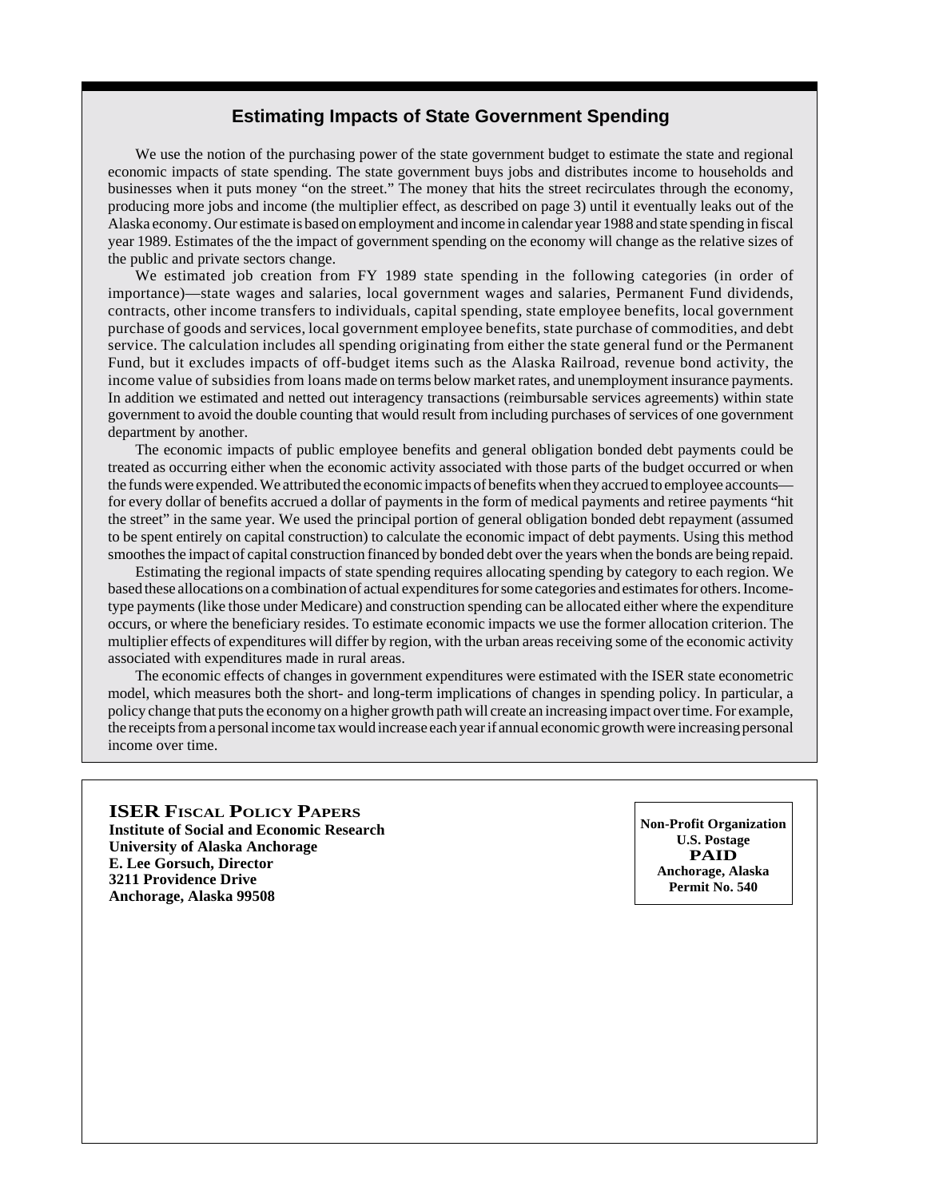## Estimating Impacts of State Government Spending

We use the notion of the purchasing power of the state government budget to estimate the state and regional economic impacts of state spending. The state government buys jobs and distributes income to households and businesses when it puts money "on the street." The money that hits the street recirculates through the economy, producing more jobs and income (the multiplier effect, as described on page 3) until it eventually leaks out of the Alaska economy. Our estimate is based on employment and income in calendar year 1988 and state spending in fiscal year 1989. Estimates of the the impact of government spending on the economy will change as the relative sizes of the public and private sectors change.

We estimated job creation from FY 1989 state spending in the following categories (in order of importance)—state wages and salaries, local government wages and salaries, Permanent Fund dividends, contracts, other income transfers to individuals, capital spending, state employee benefits, local government purchase of goods and services, local government employee benefits, state purchase of commodities, and debt service. The calculation includes all spending originating from either the state general fund or the Permanent Fund, but it excludes impacts of off-budget items such as the Alaska Railroad, revenue bond activity, the income value of subsidies from loans made on terms below market rates, and unemployment insurance payments. In addition we estimated and netted out interagency transactions (reimbursable services agreements) within state government to avoid the double counting that would result from including purchases of services of one government department by another.

The economic impacts of public employee benefits and general obligation bonded debt payments could be treated as occurring either when the economic activity associated with those parts of the budget occurred or when the funds were expended. We attributed the economic impacts of benefits when they accrued to employee accounts—for every dollar of benefits accrued a dollar of payments in the form of medical payments and retiree payments "hit the street" in the same year. We used the principal portion of general obligation bonded debt repayment (assumed to be spent entirely on capital construction) to calculate the economic impact of debt payments. Using this method smoothes the impact of capital construction financed by bonded debt over the years when the bonds are being repaid.

Estimating the regional impacts of state spending requires allocating spending by category to each region. We based these allocations on a combination of actual expenditures for some categories and estimates for others. Income-type payments (like those under Medicare) and construction spending can be allocated either where the expenditure occurs, or where the beneficiary resides. To estimate economic impacts we use the former allocation criterion. The multiplier effects of expenditures will differ by region, with the urban areas receiving some of the economic activity associated with expenditures made in rural areas.

The economic effects of changes in government expenditures were estimated with the ISER state econometric model, which measures both the short- and long-term implications of changes in spending policy. In particular, a policy change that puts the economy on a higher growth path will create an increasing impact over time. For example, the receipts from a personal income tax would increase each year if annual economic growth were increasing personal income over time.

**ISER FISCAL POLICY PAPERS**
**Institute of Social and Economic Research**
**University of Alaska Anchorage**
**E. Lee Gorsuch, Director**
**3211 Providence Drive**
**Anchorage, Alaska 99508**

**Non-Profit Organization**
**U.S. Postage**
**PAID**
**Anchorage, Alaska**
**Permit No. 540**